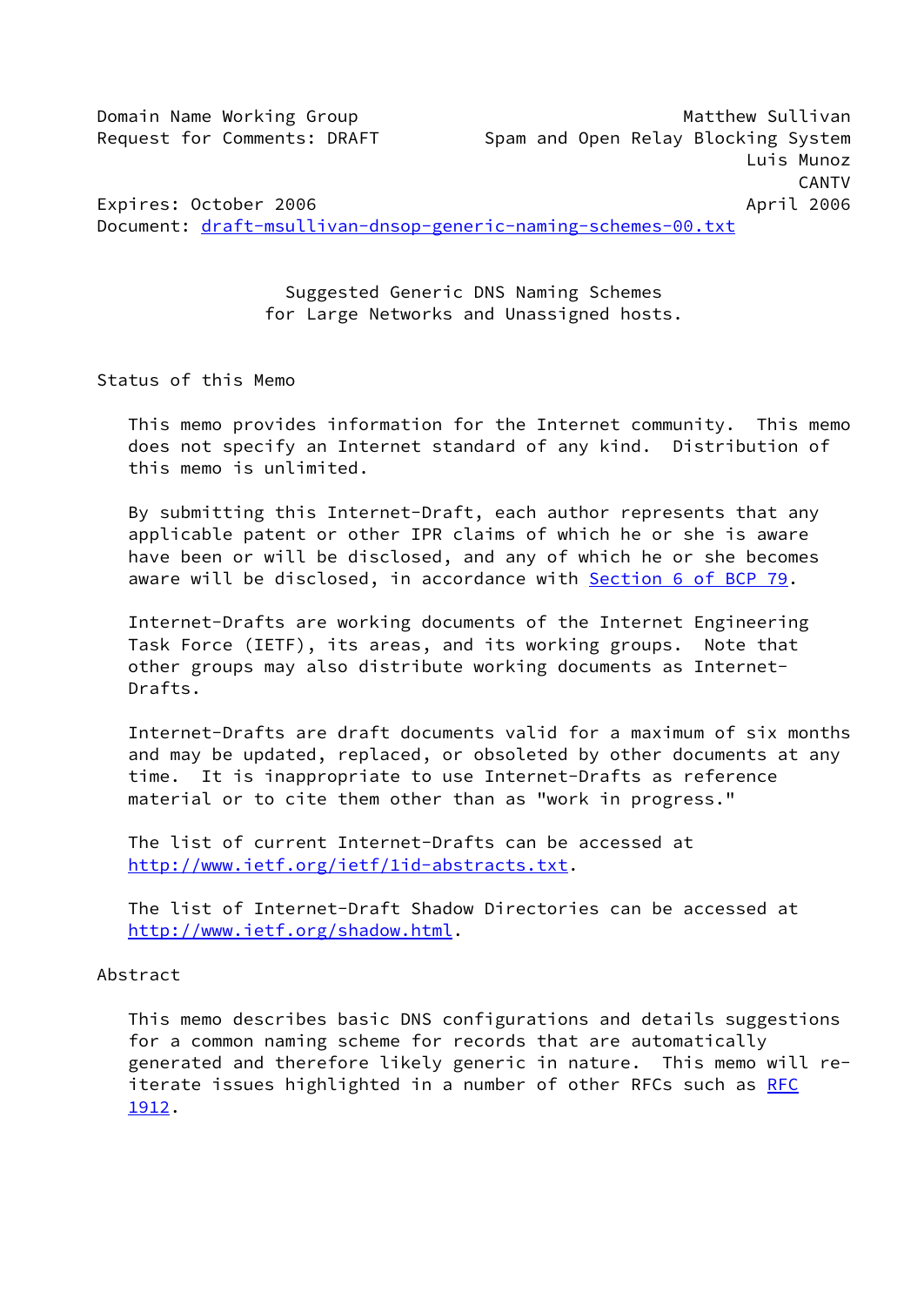Domain Name Working Group                                Matthew Sullivan
Request for Comments: DRAFT          Spam and Open Relay Blocking System
                                                              Luis Munoz
                                                                   CANTV
Expires: October 2006                                         April 2006
Document: draft-msullivan-dnsop-generic-naming-schemes-00.txt

# Suggested Generic DNS Naming Schemes for Large Networks and Unassigned hosts.

## Status of this Memo

This memo provides information for the Internet community. This memo does not specify an Internet standard of any kind. Distribution of this memo is unlimited.

By submitting this Internet-Draft, each author represents that any applicable patent or other IPR claims of which he or she is aware have been or will be disclosed, and any of which he or she becomes aware will be disclosed, in accordance with Section 6 of BCP 79.

Internet-Drafts are working documents of the Internet Engineering Task Force (IETF), its areas, and its working groups. Note that other groups may also distribute working documents as Internet-Drafts.

Internet-Drafts are draft documents valid for a maximum of six months and may be updated, replaced, or obsoleted by other documents at any time. It is inappropriate to use Internet-Drafts as reference material or to cite them other than as "work in progress."

The list of current Internet-Drafts can be accessed at http://www.ietf.org/ietf/1id-abstracts.txt.

The list of Internet-Draft Shadow Directories can be accessed at http://www.ietf.org/shadow.html.

## Abstract

This memo describes basic DNS configurations and details suggestions for a common naming scheme for records that are automatically generated and therefore likely generic in nature. This memo will re-iterate issues highlighted in a number of other RFCs such as RFC 1912.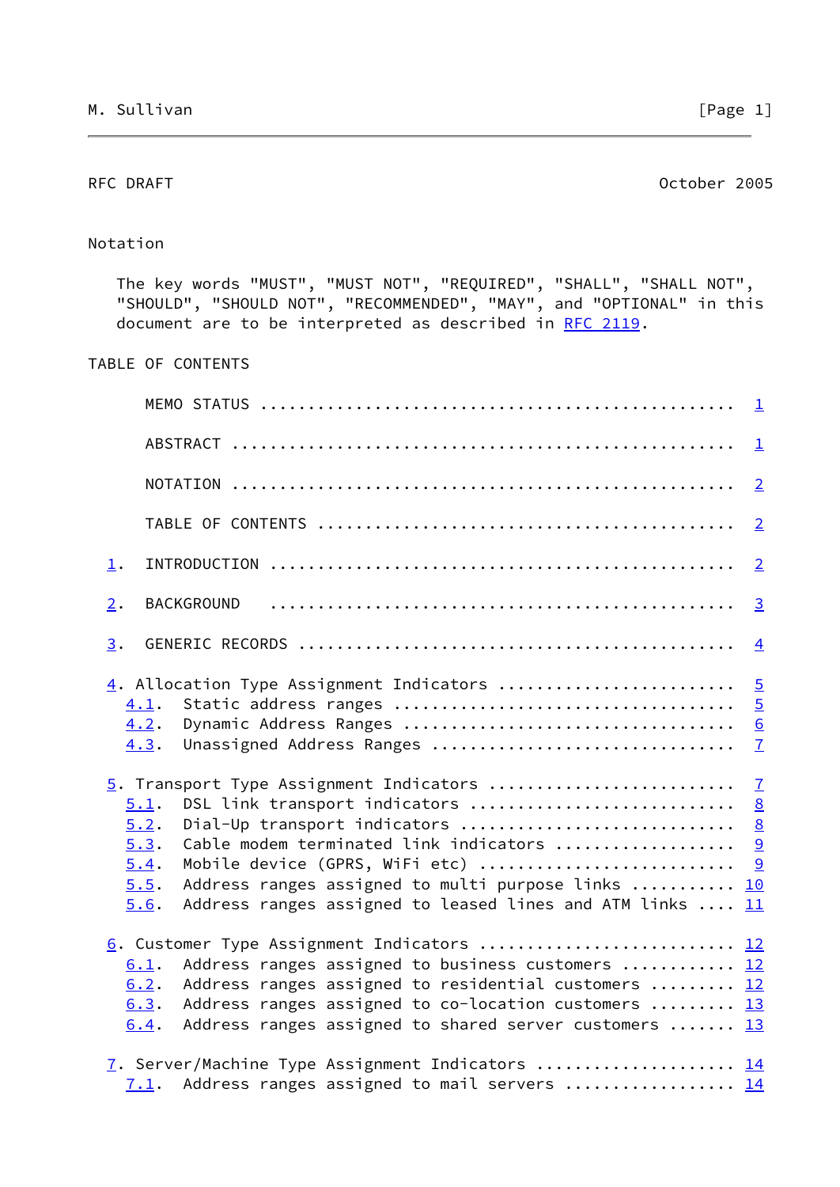## Notation

The key words "MUST", "MUST NOT", "REQUIRED", "SHALL", "SHALL NOT", "SHOULD", "SHOULD NOT", "RECOMMENDED", "MAY", and "OPTIONAL" in this document are to be interpreted as described in RFC 2119.

## TABLE OF CONTENTS

```
      MEMO STATUS ..................................................  1

      ABSTRACT .....................................................  1

      NOTATION .....................................................  2

      TABLE OF CONTENTS ............................................  2

  1.  INTRODUCTION .................................................  2

  2.  BACKGROUND  ..................................................  3

  3.  GENERIC RECORDS ..............................................  4

  4. Allocation Type Assignment Indicators .........................  5
    4.1.  Static address ranges ....................................  5
    4.2.  Dynamic Address Ranges ...................................  6
    4.3.  Unassigned Address Ranges ................................  7

  5. Transport Type Assignment Indicators ..........................  7
    5.1.  DSL link transport indicators ............................  8
    5.2.  Dial-Up transport indicators .............................  8
    5.3.  Cable modem terminated link indicators ...................  9
    5.4.  Mobile device (GPRS, WiFi etc) ...........................  9
    5.5.  Address ranges assigned to multi purpose links ........... 10
    5.6.  Address ranges assigned to leased lines and ATM links .... 11

  6. Customer Type Assignment Indicators ........................... 12
    6.1.  Address ranges assigned to business customers ............ 12
    6.2.  Address ranges assigned to residential customers ......... 12
    6.3.  Address ranges assigned to co-location customers ......... 13
    6.4.  Address ranges assigned to shared server customers ....... 13

  7. Server/Machine Type Assignment Indicators ..................... 14
    7.1.  Address ranges assigned to mail servers .................. 14
```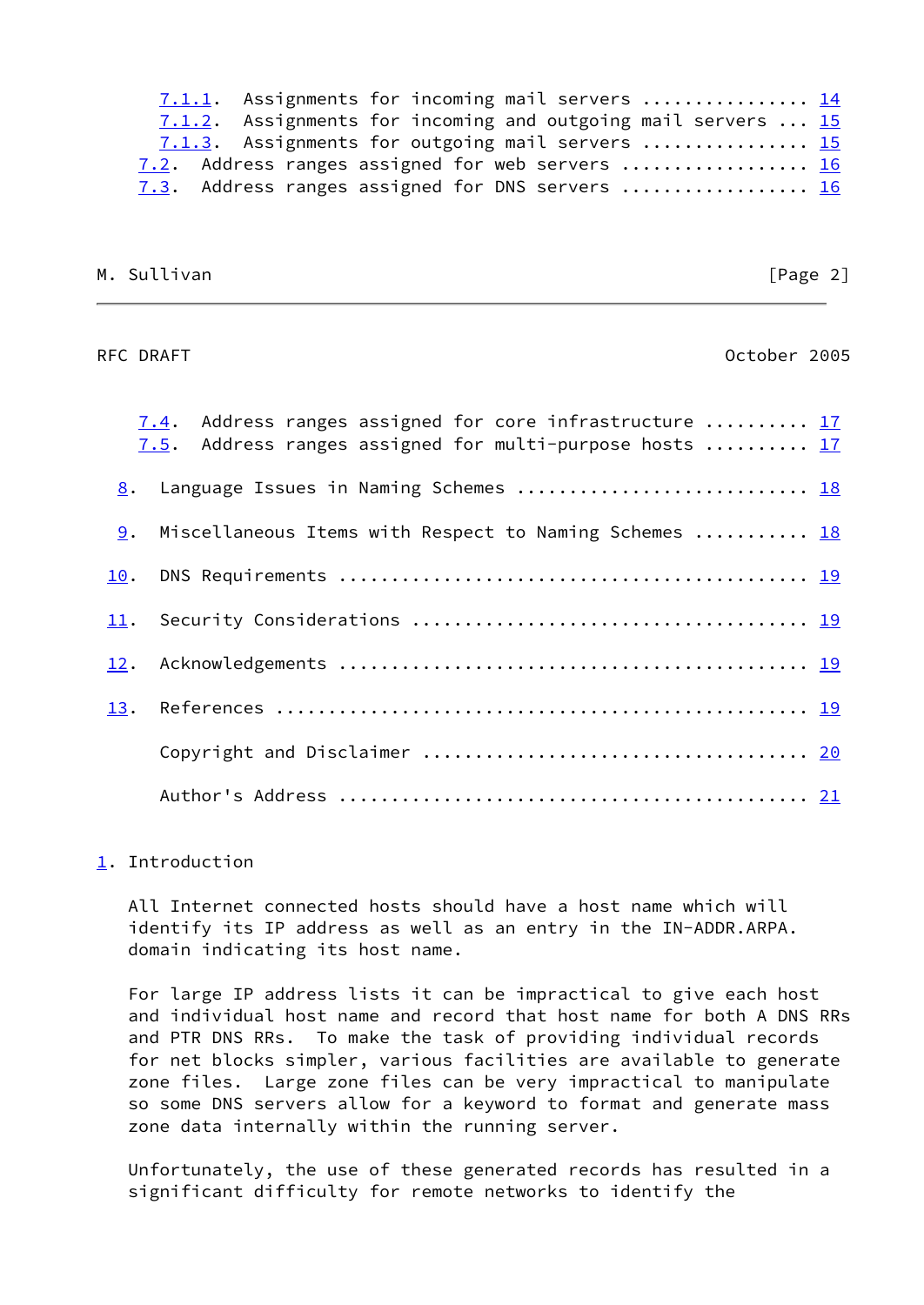7.1.1. Assignments for incoming mail servers ................ 14
7.1.2. Assignments for incoming and outgoing mail servers ... 15
7.1.3. Assignments for outgoing mail servers ................ 15
7.2. Address ranges assigned for web servers .................. 16
7.3. Address ranges assigned for DNS servers .................. 16
7.4. Address ranges assigned for core infrastructure .......... 17
7.5. Address ranges assigned for multi-purpose hosts .......... 17

8. Language Issues in Naming Schemes ........................... 18

9. Miscellaneous Items with Respect to Naming Schemes ........... 18

10. DNS Requirements ............................................ 19

11. Security Considerations ..................................... 19

12. Acknowledgements ............................................ 19

13. References .................................................. 19

Copyright and Disclaimer ........................................ 20

Author's Address ................................................ 21

## 1. Introduction

All Internet connected hosts should have a host name which will identify its IP address as well as an entry in the IN-ADDR.ARPA. domain indicating its host name.

For large IP address lists it can be impractical to give each host and individual host name and record that host name for both A DNS RRs and PTR DNS RRs. To make the task of providing individual records for net blocks simpler, various facilities are available to generate zone files. Large zone files can be very impractical to manipulate so some DNS servers allow for a keyword to format and generate mass zone data internally within the running server.

Unfortunately, the use of these generated records has resulted in a significant difficulty for remote networks to identify the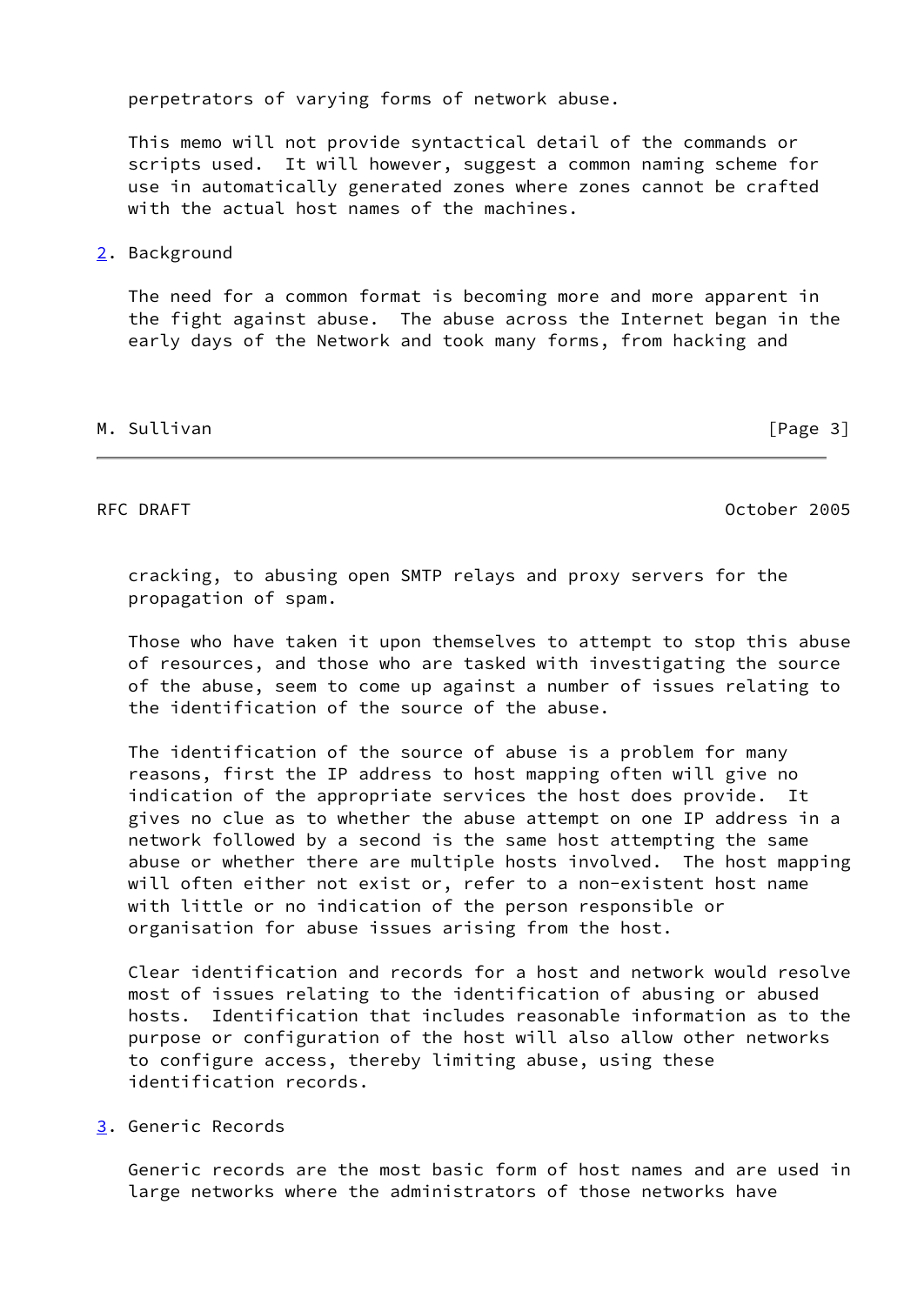perpetrators of varying forms of network abuse.

This memo will not provide syntactical detail of the commands or scripts used. It will however, suggest a common naming scheme for use in automatically generated zones where zones cannot be crafted with the actual host names of the machines.

## 2. Background

The need for a common format is becoming more and more apparent in the fight against abuse. The abuse across the Internet began in the early days of the Network and took many forms, from hacking and cracking, to abusing open SMTP relays and proxy servers for the propagation of spam.

Those who have taken it upon themselves to attempt to stop this abuse of resources, and those who are tasked with investigating the source of the abuse, seem to come up against a number of issues relating to the identification of the source of the abuse.

The identification of the source of abuse is a problem for many reasons, first the IP address to host mapping often will give no indication of the appropriate services the host does provide. It gives no clue as to whether the abuse attempt on one IP address in a network followed by a second is the same host attempting the same abuse or whether there are multiple hosts involved. The host mapping will often either not exist or, refer to a non-existent host name with little or no indication of the person responsible or organisation for abuse issues arising from the host.

Clear identification and records for a host and network would resolve most of issues relating to the identification of abusing or abused hosts. Identification that includes reasonable information as to the purpose or configuration of the host will also allow other networks to configure access, thereby limiting abuse, using these identification records.

## 3. Generic Records

Generic records are the most basic form of host names and are used in large networks where the administrators of those networks have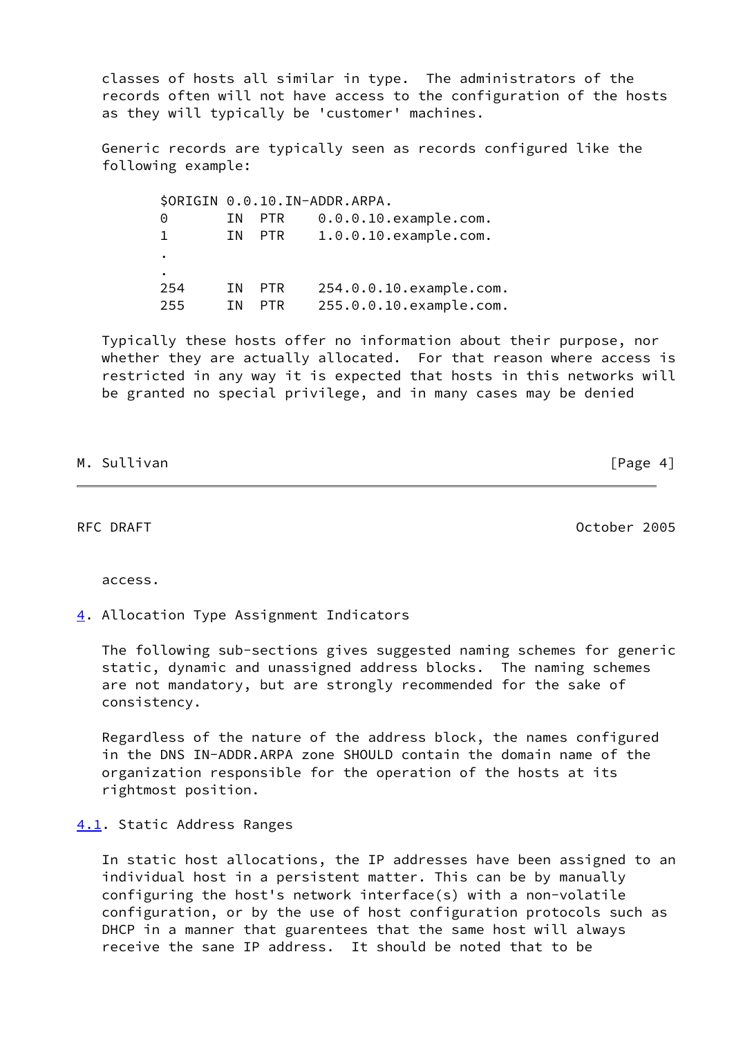classes of hosts all similar in type. The administrators of the records often will not have access to the configuration of the hosts as they will typically be 'customer' machines.

Generic records are typically seen as records configured like the following example:

```
$ORIGIN 0.0.10.IN-ADDR.ARPA.
0       IN  PTR    0.0.0.10.example.com.
1       IN  PTR    1.0.0.10.example.com.
.
.
254     IN  PTR    254.0.0.10.example.com.
255     IN  PTR    255.0.0.10.example.com.
```

Typically these hosts offer no information about their purpose, nor whether they are actually allocated. For that reason where access is restricted in any way it is expected that hosts in this networks will be granted no special privilege, and in many cases may be denied access.

## 4. Allocation Type Assignment Indicators

The following sub-sections gives suggested naming schemes for generic static, dynamic and unassigned address blocks. The naming schemes are not mandatory, but are strongly recommended for the sake of consistency.

Regardless of the nature of the address block, the names configured in the DNS IN-ADDR.ARPA zone SHOULD contain the domain name of the organization responsible for the operation of the hosts at its rightmost position.

### 4.1. Static Address Ranges

In static host allocations, the IP addresses have been assigned to an individual host in a persistent matter. This can be by manually configuring the host's network interface(s) with a non-volatile configuration, or by the use of host configuration protocols such as DHCP in a manner that guarentees that the same host will always receive the sane IP address. It should be noted that to be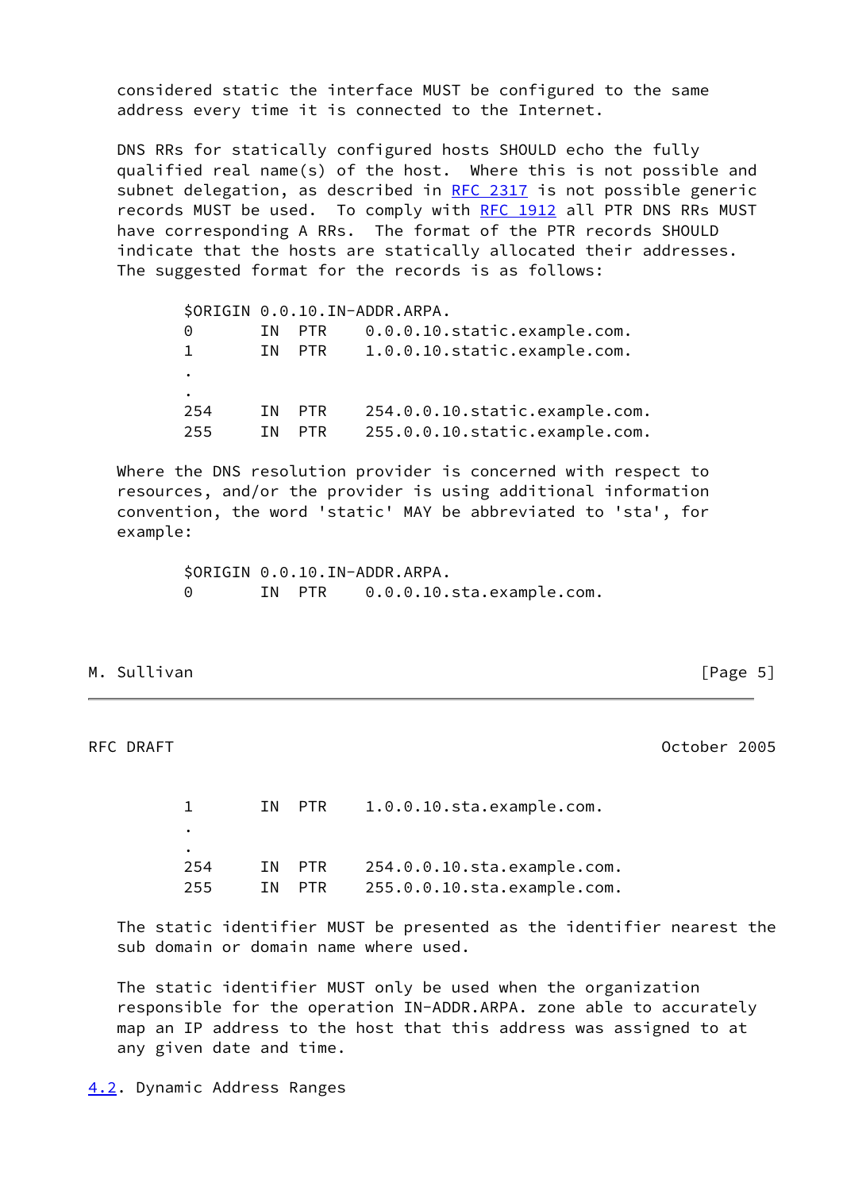considered static the interface MUST be configured to the same address every time it is connected to the Internet.

DNS RRs for statically configured hosts SHOULD echo the fully qualified real name(s) of the host. Where this is not possible and subnet delegation, as described in RFC 2317 is not possible generic records MUST be used. To comply with RFC 1912 all PTR DNS RRs MUST have corresponding A RRs. The format of the PTR records SHOULD indicate that the hosts are statically allocated their addresses. The suggested format for the records is as follows:

```
$ORIGIN 0.0.10.IN-ADDR.ARPA.
0       IN  PTR    0.0.0.10.static.example.com.
1       IN  PTR    1.0.0.10.static.example.com.
.
.
254     IN  PTR    254.0.0.10.static.example.com.
255     IN  PTR    255.0.0.10.static.example.com.
```

Where the DNS resolution provider is concerned with respect to resources, and/or the provider is using additional information convention, the word 'static' MAY be abbreviated to 'sta', for example:

```
$ORIGIN 0.0.10.IN-ADDR.ARPA.
0       IN  PTR    0.0.0.10.sta.example.com.
1       IN  PTR    1.0.0.10.sta.example.com.
.
.
254     IN  PTR    254.0.0.10.sta.example.com.
255     IN  PTR    255.0.0.10.sta.example.com.
```

The static identifier MUST be presented as the identifier nearest the sub domain or domain name where used.

The static identifier MUST only be used when the organization responsible for the operation IN-ADDR.ARPA. zone able to accurately map an IP address to the host that this address was assigned to at any given date and time.

### 4.2. Dynamic Address Ranges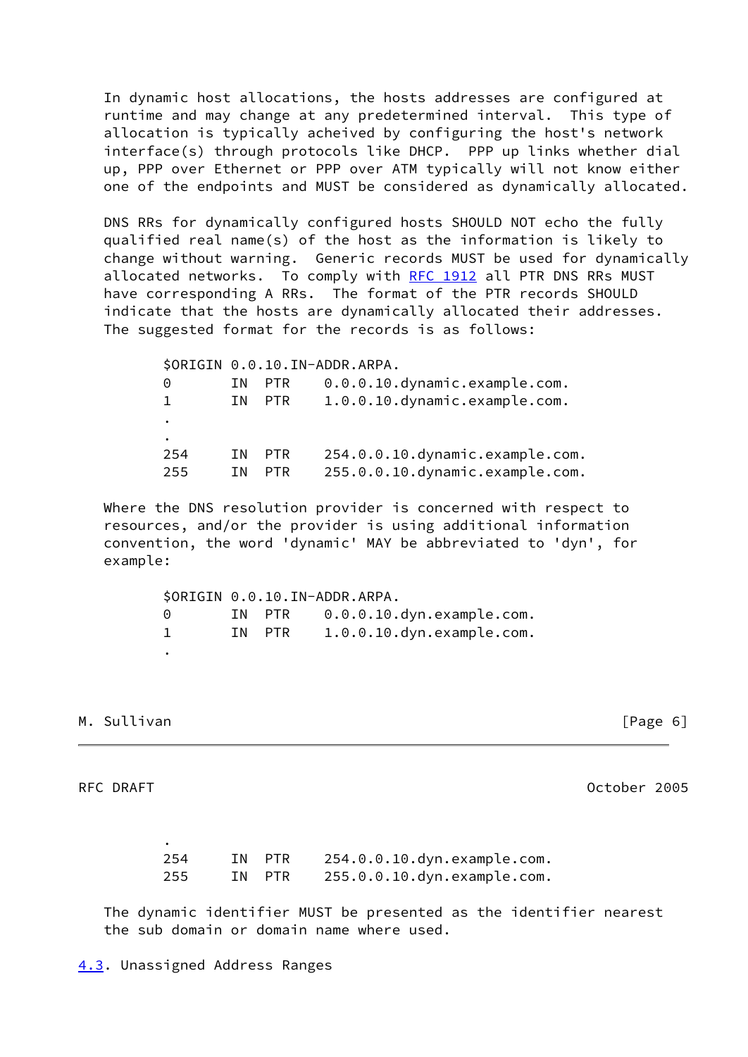In dynamic host allocations, the hosts addresses are configured at runtime and may change at any predetermined interval. This type of allocation is typically acheived by configuring the host's network interface(s) through protocols like DHCP. PPP up links whether dial up, PPP over Ethernet or PPP over ATM typically will not know either one of the endpoints and MUST be considered as dynamically allocated.

DNS RRs for dynamically configured hosts SHOULD NOT echo the fully qualified real name(s) of the host as the information is likely to change without warning. Generic records MUST be used for dynamically allocated networks. To comply with RFC 1912 all PTR DNS RRs MUST have corresponding A RRs. The format of the PTR records SHOULD indicate that the hosts are dynamically allocated their addresses. The suggested format for the records is as follows:

```
$ORIGIN 0.0.10.IN-ADDR.ARPA.
0       IN  PTR    0.0.0.10.dynamic.example.com.
1       IN  PTR    1.0.0.10.dynamic.example.com.
.
.
254     IN  PTR    254.0.0.10.dynamic.example.com.
255     IN  PTR    255.0.0.10.dynamic.example.com.
```

Where the DNS resolution provider is concerned with respect to resources, and/or the provider is using additional information convention, the word 'dynamic' MAY be abbreviated to 'dyn', for example:

```
$ORIGIN 0.0.10.IN-ADDR.ARPA.
0       IN  PTR    0.0.0.10.dyn.example.com.
1       IN  PTR    1.0.0.10.dyn.example.com.
.
.
254     IN  PTR    254.0.0.10.dyn.example.com.
255     IN  PTR    255.0.0.10.dyn.example.com.
```

The dynamic identifier MUST be presented as the identifier nearest the sub domain or domain name where used.

### 4.3. Unassigned Address Ranges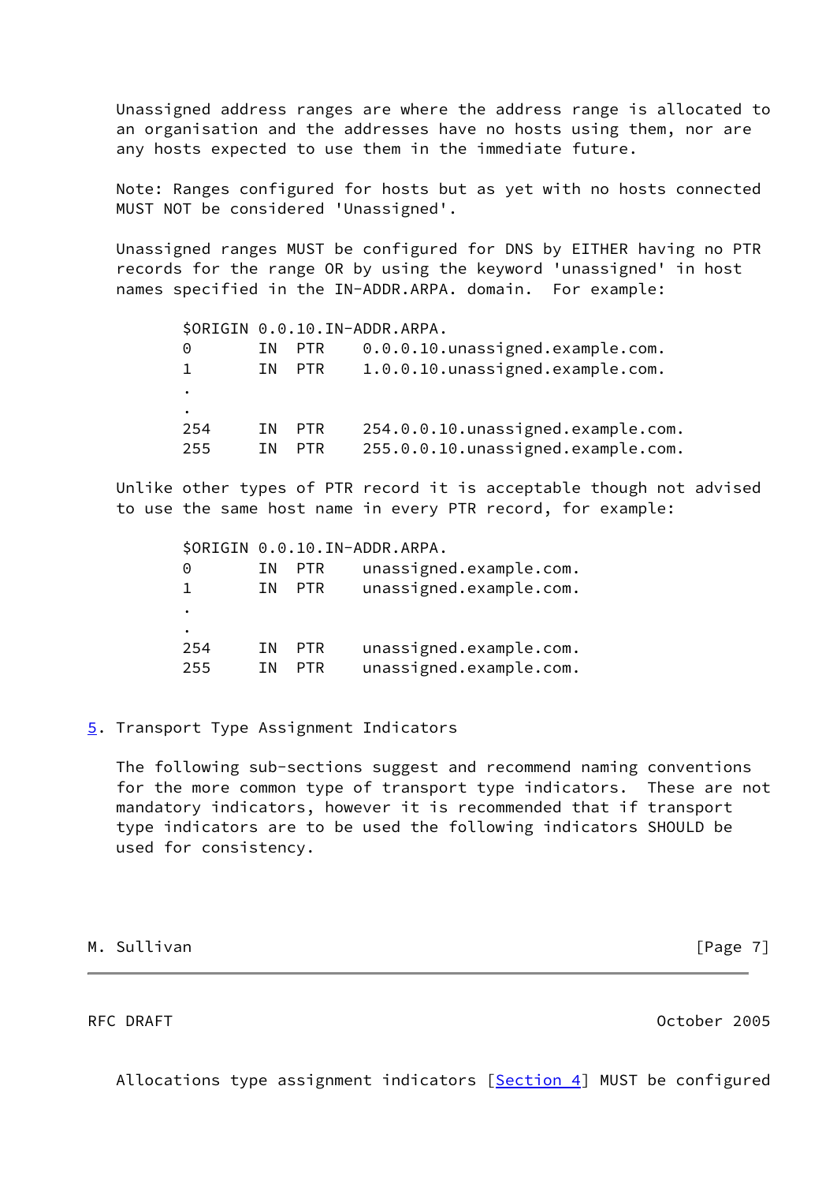Unassigned address ranges are where the address range is allocated to an organisation and the addresses have no hosts using them, nor are any hosts expected to use them in the immediate future.

Note: Ranges configured for hosts but as yet with no hosts connected MUST NOT be considered 'Unassigned'.

Unassigned ranges MUST be configured for DNS by EITHER having no PTR records for the range OR by using the keyword 'unassigned' in host names specified in the IN-ADDR.ARPA. domain.  For example:

```
$ORIGIN 0.0.10.IN-ADDR.ARPA.
0       IN  PTR    0.0.0.10.unassigned.example.com.
1       IN  PTR    1.0.0.10.unassigned.example.com.
.
.
254     IN  PTR    254.0.0.10.unassigned.example.com.
255     IN  PTR    255.0.0.10.unassigned.example.com.
```

Unlike other types of PTR record it is acceptable though not advised to use the same host name in every PTR record, for example:

```
$ORIGIN 0.0.10.IN-ADDR.ARPA.
0       IN  PTR    unassigned.example.com.
1       IN  PTR    unassigned.example.com.
.
.
254     IN  PTR    unassigned.example.com.
255     IN  PTR    unassigned.example.com.
```

## 5. Transport Type Assignment Indicators

The following sub-sections suggest and recommend naming conventions for the more common type of transport type indicators.  These are not mandatory indicators, however it is recommended that if transport type indicators are to be used the following indicators SHOULD be used for consistency.

Allocations type assignment indicators [Section 4] MUST be configured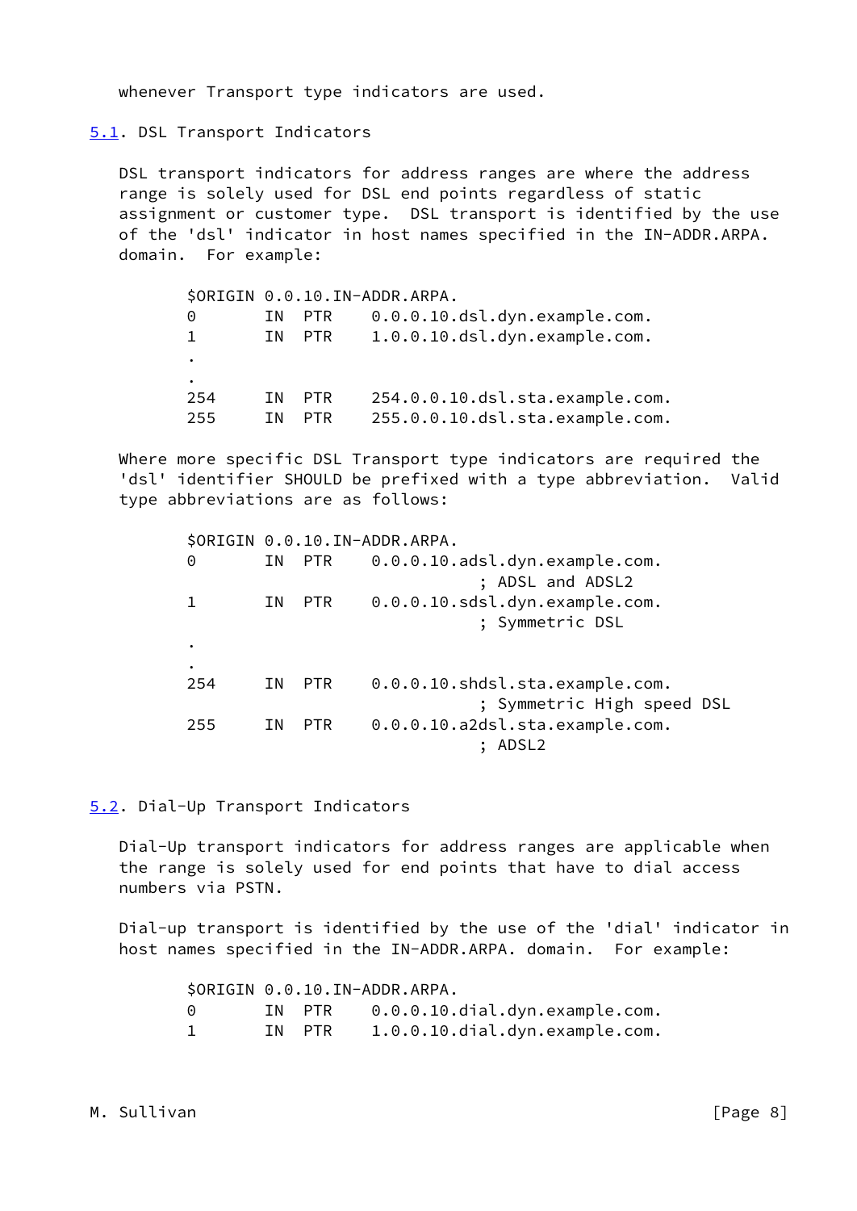whenever Transport type indicators are used.

## 5.1. DSL Transport Indicators

DSL transport indicators for address ranges are where the address range is solely used for DSL end points regardless of static assignment or customer type. DSL transport is identified by the use of the 'dsl' indicator in host names specified in the IN-ADDR.ARPA. domain. For example:

```
$ORIGIN 0.0.10.IN-ADDR.ARPA.
0       IN  PTR    0.0.0.10.dsl.dyn.example.com.
1       IN  PTR    1.0.0.10.dsl.dyn.example.com.
.
.
254     IN  PTR    254.0.0.10.dsl.sta.example.com.
255     IN  PTR    255.0.0.10.dsl.sta.example.com.
```

Where more specific DSL Transport type indicators are required the 'dsl' identifier SHOULD be prefixed with a type abbreviation. Valid type abbreviations are as follows:

```
$ORIGIN 0.0.10.IN-ADDR.ARPA.
0       IN  PTR    0.0.0.10.adsl.dyn.example.com.
                             ; ADSL and ADSL2
1       IN  PTR    0.0.0.10.sdsl.dyn.example.com.
                             ; Symmetric DSL
.
.
254     IN  PTR    0.0.0.10.shdsl.sta.example.com.
                             ; Symmetric High speed DSL
255     IN  PTR    0.0.0.10.a2dsl.sta.example.com.
                             ; ADSL2
```

## 5.2. Dial-Up Transport Indicators

Dial-Up transport indicators for address ranges are applicable when the range is solely used for end points that have to dial access numbers via PSTN.

Dial-up transport is identified by the use of the 'dial' indicator in host names specified in the IN-ADDR.ARPA. domain. For example:

```
$ORIGIN 0.0.10.IN-ADDR.ARPA.
0       IN  PTR    0.0.0.10.dial.dyn.example.com.
1       IN  PTR    1.0.0.10.dial.dyn.example.com.
```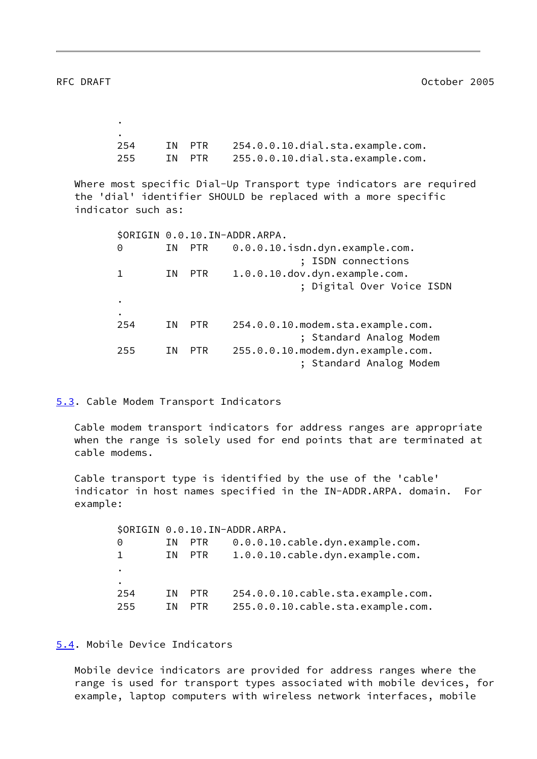```
        .
        .
        254     IN  PTR    254.0.0.10.dial.sta.example.com.
        255     IN  PTR    255.0.0.10.dial.sta.example.com.
```

Where most specific Dial-Up Transport type indicators are required the 'dial' identifier SHOULD be replaced with a more specific indicator such as:

```
        $ORIGIN 0.0.10.IN-ADDR.ARPA.
        0       IN  PTR    0.0.0.10.isdn.dyn.example.com.
                                      ; ISDN connections
        1       IN  PTR    1.0.0.10.dov.dyn.example.com.
                                      ; Digital Over Voice ISDN
        .
        .
        254     IN  PTR    254.0.0.10.modem.sta.example.com.
                                      ; Standard Analog Modem
        255     IN  PTR    255.0.0.10.modem.dyn.example.com.
                                      ; Standard Analog Modem
```

## 5.3. Cable Modem Transport Indicators

Cable modem transport indicators for address ranges are appropriate when the range is solely used for end points that are terminated at cable modems.

Cable transport type is identified by the use of the 'cable' indicator in host names specified in the IN-ADDR.ARPA. domain. For example:

```
        $ORIGIN 0.0.10.IN-ADDR.ARPA.
        0       IN  PTR    0.0.0.10.cable.dyn.example.com.
        1       IN  PTR    1.0.0.10.cable.dyn.example.com.
        .
        .
        254     IN  PTR    254.0.0.10.cable.sta.example.com.
        255     IN  PTR    255.0.0.10.cable.sta.example.com.
```

## 5.4. Mobile Device Indicators

Mobile device indicators are provided for address ranges where the range is used for transport types associated with mobile devices, for example, laptop computers with wireless network interfaces, mobile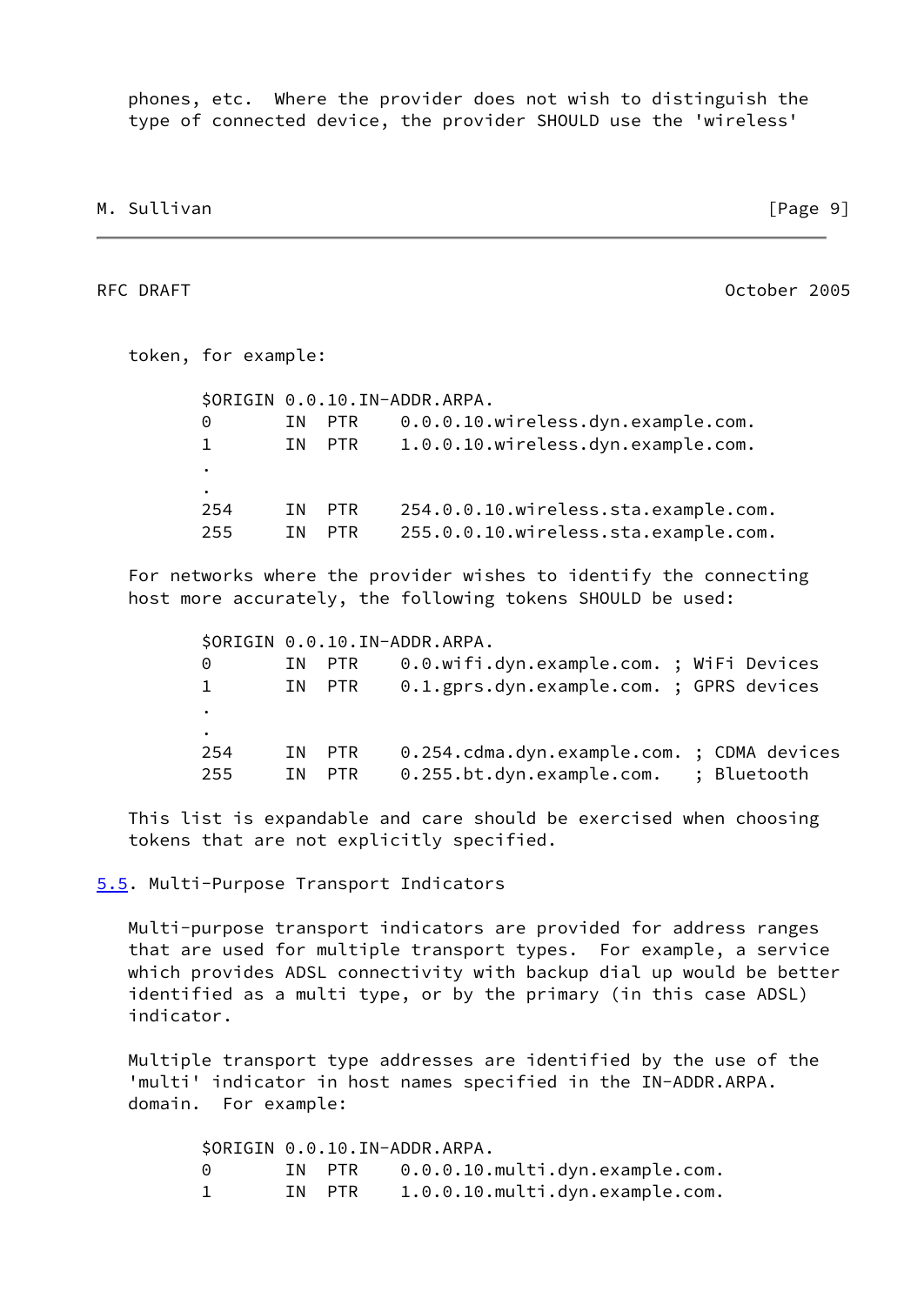phones, etc.  Where the provider does not wish to distinguish the type of connected device, the provider SHOULD use the 'wireless' token, for example:

```
$ORIGIN 0.0.10.IN-ADDR.ARPA.
0       IN  PTR    0.0.0.10.wireless.dyn.example.com.
1       IN  PTR    1.0.0.10.wireless.dyn.example.com.
.
.
254     IN  PTR    254.0.0.10.wireless.sta.example.com.
255     IN  PTR    255.0.0.10.wireless.sta.example.com.
```

For networks where the provider wishes to identify the connecting host more accurately, the following tokens SHOULD be used:

```
$ORIGIN 0.0.10.IN-ADDR.ARPA.
0       IN  PTR    0.0.wifi.dyn.example.com. ; WiFi Devices
1       IN  PTR    0.1.gprs.dyn.example.com. ; GPRS devices
.
.
254     IN  PTR    0.254.cdma.dyn.example.com. ; CDMA devices
255     IN  PTR    0.255.bt.dyn.example.com.   ; Bluetooth
```

This list is expandable and care should be exercised when choosing tokens that are not explicitly specified.

### 5.5. Multi-Purpose Transport Indicators

Multi-purpose transport indicators are provided for address ranges that are used for multiple transport types.  For example, a service which provides ADSL connectivity with backup dial up would be better identified as a multi type, or by the primary (in this case ADSL) indicator.

Multiple transport type addresses are identified by the use of the 'multi' indicator in host names specified in the IN-ADDR.ARPA. domain.  For example:

```
$ORIGIN 0.0.10.IN-ADDR.ARPA.
0       IN  PTR    0.0.0.10.multi.dyn.example.com.
1       IN  PTR    1.0.0.10.multi.dyn.example.com.
```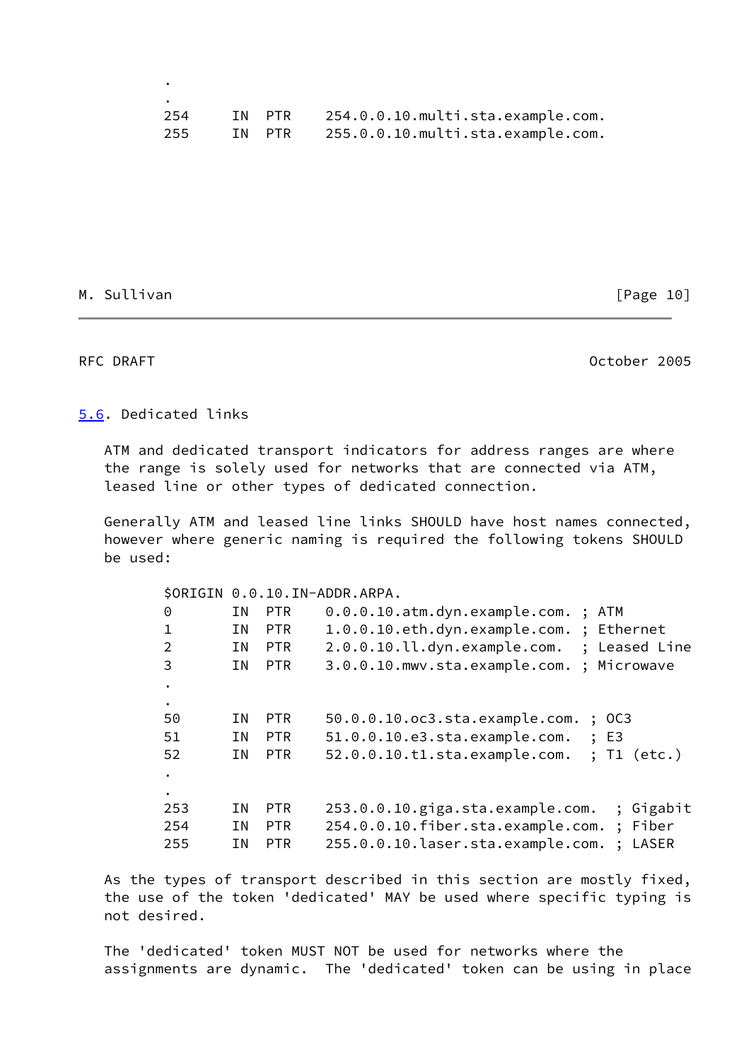```
        .
        .
        254     IN  PTR    254.0.0.10.multi.sta.example.com.
        255     IN  PTR    255.0.0.10.multi.sta.example.com.
```

### 5.6. Dedicated links

ATM and dedicated transport indicators for address ranges are where the range is solely used for networks that are connected via ATM, leased line or other types of dedicated connection.

Generally ATM and leased line links SHOULD have host names connected, however where generic naming is required the following tokens SHOULD be used:

```
        $ORIGIN 0.0.10.IN-ADDR.ARPA.
        0       IN  PTR    0.0.0.10.atm.dyn.example.com. ; ATM
        1       IN  PTR    1.0.0.10.eth.dyn.example.com. ; Ethernet
        2       IN  PTR    2.0.0.10.ll.dyn.example.com.  ; Leased Line
        3       IN  PTR    3.0.0.10.mwv.sta.example.com. ; Microwave
        .
        .
        50      IN  PTR    50.0.0.10.oc3.sta.example.com. ; OC3
        51      IN  PTR    51.0.0.10.e3.sta.example.com.  ; E3
        52      IN  PTR    52.0.0.10.t1.sta.example.com.  ; T1 (etc.)
        .
        .
        253     IN  PTR    253.0.0.10.giga.sta.example.com.  ; Gigabit
        254     IN  PTR    254.0.0.10.fiber.sta.example.com. ; Fiber
        255     IN  PTR    255.0.0.10.laser.sta.example.com. ; LASER
```

As the types of transport described in this section are mostly fixed, the use of the token 'dedicated' MAY be used where specific typing is not desired.

The 'dedicated' token MUST NOT be used for networks where the assignments are dynamic.  The 'dedicated' token can be using in place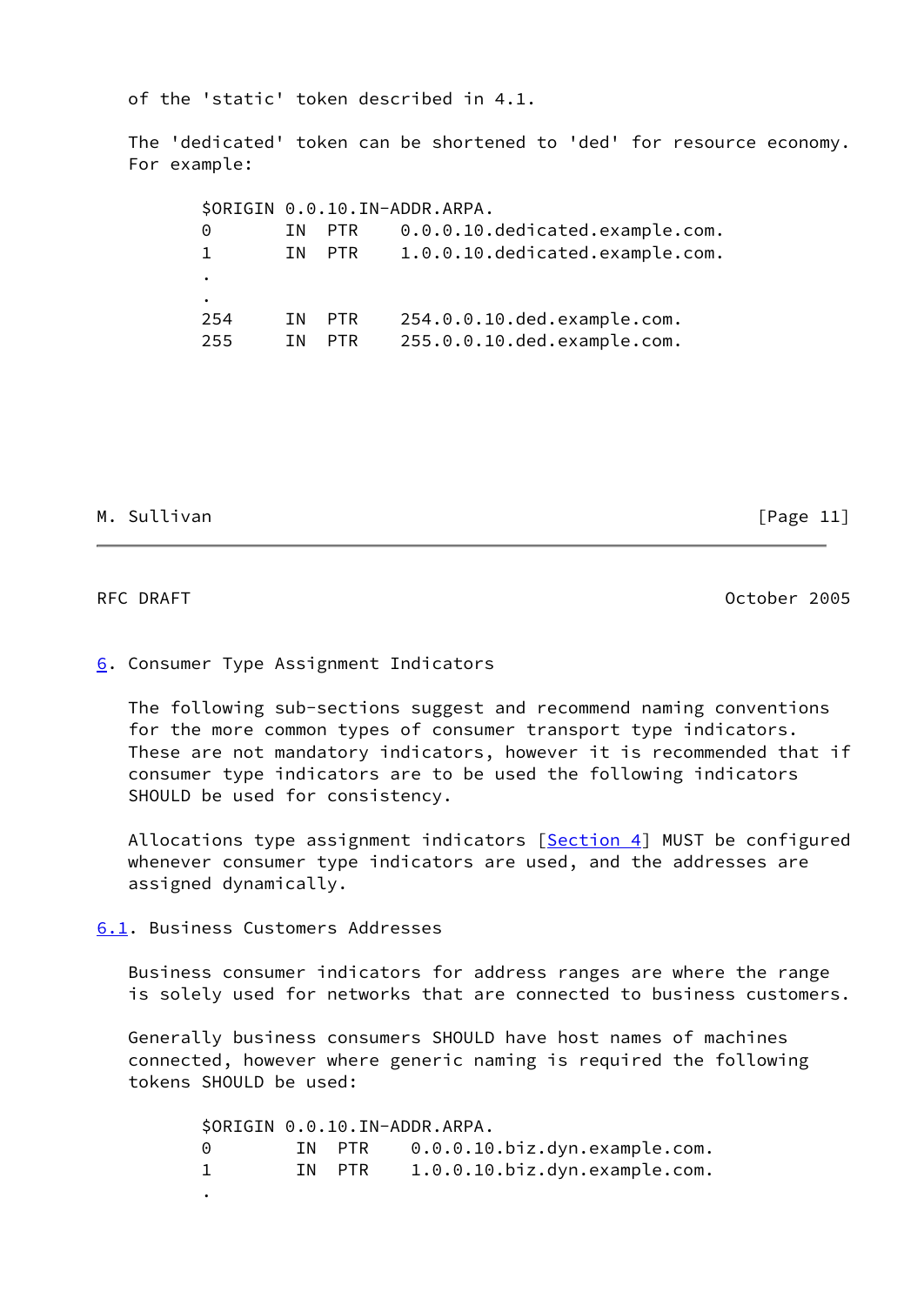of the 'static' token described in 4.1.

The 'dedicated' token can be shortened to 'ded' for resource economy. For example:

```
$ORIGIN 0.0.10.IN-ADDR.ARPA.
0       IN  PTR    0.0.0.10.dedicated.example.com.
1       IN  PTR    1.0.0.10.dedicated.example.com.
.
.
254     IN  PTR    254.0.0.10.ded.example.com.
255     IN  PTR    255.0.0.10.ded.example.com.
```

## 6. Consumer Type Assignment Indicators

The following sub-sections suggest and recommend naming conventions for the more common types of consumer transport type indicators. These are not mandatory indicators, however it is recommended that if consumer type indicators are to be used the following indicators SHOULD be used for consistency.

Allocations type assignment indicators [Section 4] MUST be configured whenever consumer type indicators are used, and the addresses are assigned dynamically.

### 6.1. Business Customers Addresses

Business consumer indicators for address ranges are where the range is solely used for networks that are connected to business customers.

Generally business consumers SHOULD have host names of machines connected, however where generic naming is required the following tokens SHOULD be used:

```
$ORIGIN 0.0.10.IN-ADDR.ARPA.
0        IN  PTR    0.0.0.10.biz.dyn.example.com.
1        IN  PTR    1.0.0.10.biz.dyn.example.com.
.
```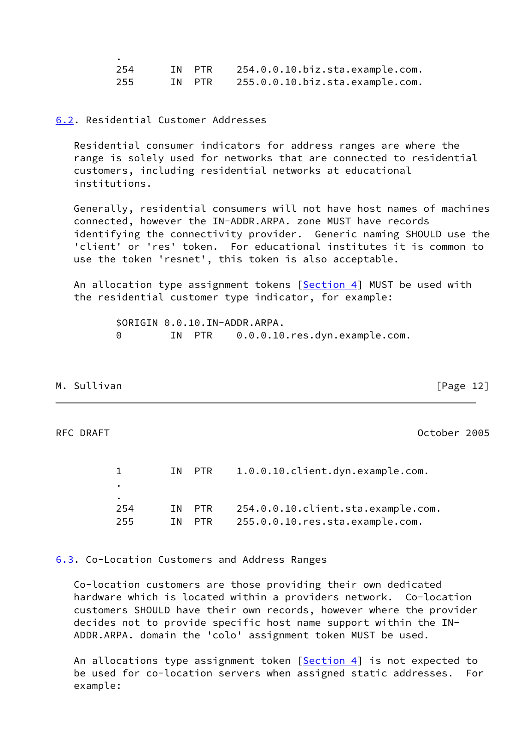```
            .
            254      IN  PTR    254.0.0.10.biz.sta.example.com.
            255      IN  PTR    255.0.0.10.biz.sta.example.com.
```

## 6.2. Residential Customer Addresses

Residential consumer indicators for address ranges are where the range is solely used for networks that are connected to residential customers, including residential networks at educational institutions.

Generally, residential consumers will not have host names of machines connected, however the IN-ADDR.ARPA. zone MUST have records identifying the connectivity provider. Generic naming SHOULD use the 'client' or 'res' token. For educational institutes it is common to use the token 'resnet', this token is also acceptable.

An allocation type assignment tokens [Section 4] MUST be used with the residential customer type indicator, for example:

```
            $ORIGIN 0.0.10.IN-ADDR.ARPA.
            0        IN  PTR    0.0.0.10.res.dyn.example.com.
            1        IN  PTR    1.0.0.10.client.dyn.example.com.
            .
            .
            254      IN  PTR    254.0.0.10.client.sta.example.com.
            255      IN  PTR    255.0.0.10.res.sta.example.com.
```

## 6.3. Co-Location Customers and Address Ranges

Co-location customers are those providing their own dedicated hardware which is located within a providers network. Co-location customers SHOULD have their own records, however where the provider decides not to provide specific host name support within the IN-ADDR.ARPA. domain the 'colo' assignment token MUST be used.

An allocations type assignment token [Section 4] is not expected to be used for co-location servers when assigned static addresses. For example: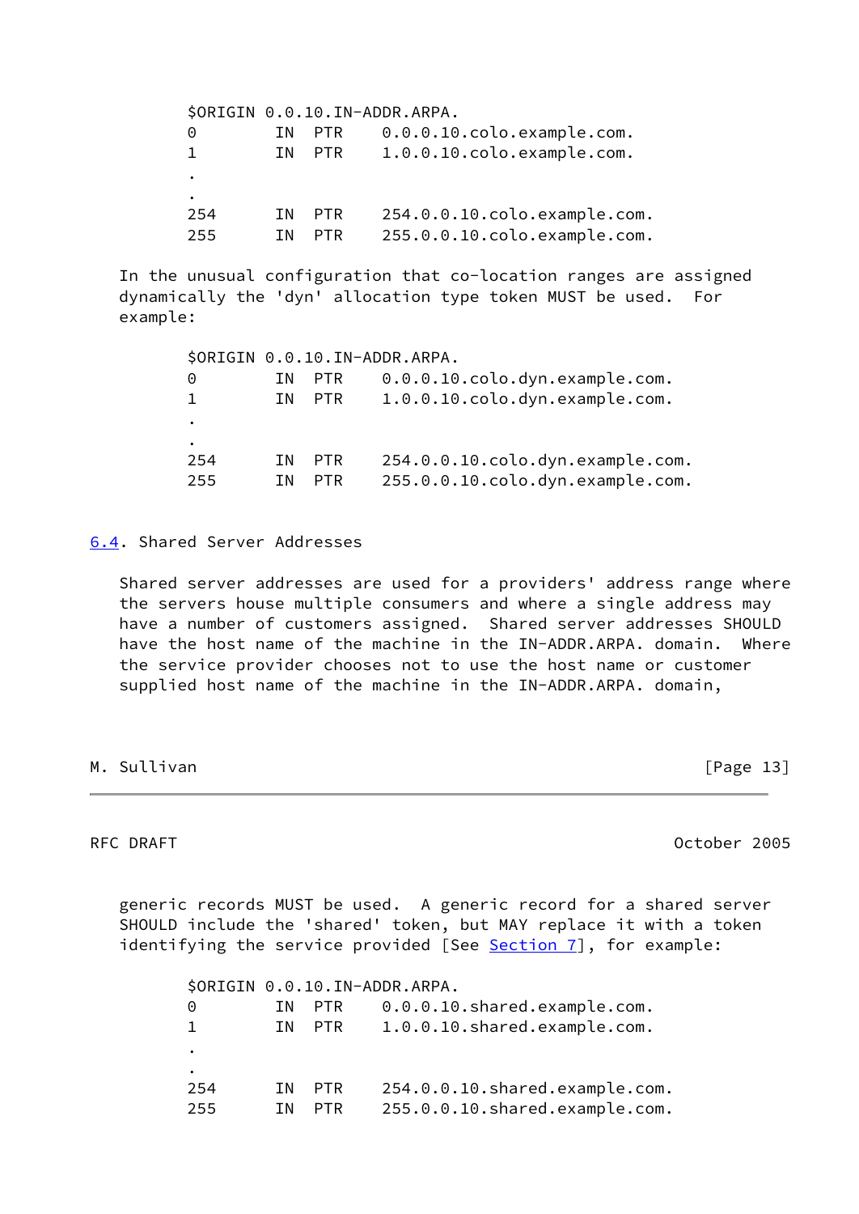```
$ORIGIN 0.0.10.IN-ADDR.ARPA.
0        IN  PTR    0.0.0.10.colo.example.com.
1        IN  PTR    1.0.0.10.colo.example.com.
.
.
254      IN  PTR    254.0.0.10.colo.example.com.
255      IN  PTR    255.0.0.10.colo.example.com.
```

In the unusual configuration that co-location ranges are assigned dynamically the 'dyn' allocation type token MUST be used. For example:

```
$ORIGIN 0.0.10.IN-ADDR.ARPA.
0        IN  PTR    0.0.0.10.colo.dyn.example.com.
1        IN  PTR    1.0.0.10.colo.dyn.example.com.
.
.
254      IN  PTR    254.0.0.10.colo.dyn.example.com.
255      IN  PTR    255.0.0.10.colo.dyn.example.com.
```

### 6.4. Shared Server Addresses

Shared server addresses are used for a providers' address range where the servers house multiple consumers and where a single address may have a number of customers assigned. Shared server addresses SHOULD have the host name of the machine in the IN-ADDR.ARPA. domain. Where the service provider chooses not to use the host name or customer supplied host name of the machine in the IN-ADDR.ARPA. domain, generic records MUST be used. A generic record for a shared server SHOULD include the 'shared' token, but MAY replace it with a token identifying the service provided [See Section 7], for example:

```
$ORIGIN 0.0.10.IN-ADDR.ARPA.
0        IN  PTR    0.0.0.10.shared.example.com.
1        IN  PTR    1.0.0.10.shared.example.com.
.
.
254      IN  PTR    254.0.0.10.shared.example.com.
255      IN  PTR    255.0.0.10.shared.example.com.
```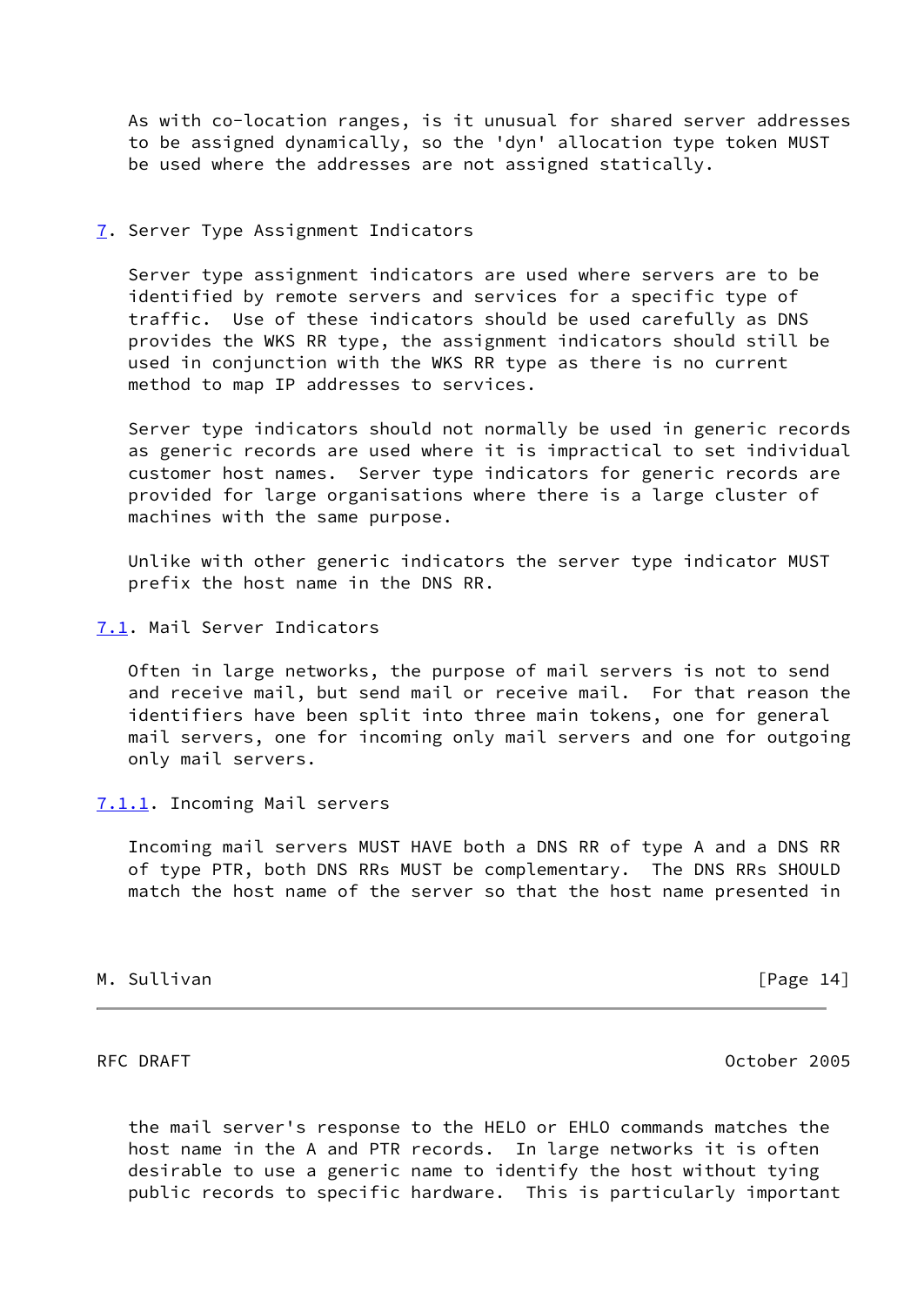As with co-location ranges, is it unusual for shared server addresses to be assigned dynamically, so the 'dyn' allocation type token MUST be used where the addresses are not assigned statically.

## 7. Server Type Assignment Indicators

Server type assignment indicators are used where servers are to be identified by remote servers and services for a specific type of traffic. Use of these indicators should be used carefully as DNS provides the WKS RR type, the assignment indicators should still be used in conjunction with the WKS RR type as there is no current method to map IP addresses to services.

Server type indicators should not normally be used in generic records as generic records are used where it is impractical to set individual customer host names. Server type indicators for generic records are provided for large organisations where there is a large cluster of machines with the same purpose.

Unlike with other generic indicators the server type indicator MUST prefix the host name in the DNS RR.

### 7.1. Mail Server Indicators

Often in large networks, the purpose of mail servers is not to send and receive mail, but send mail or receive mail. For that reason the identifiers have been split into three main tokens, one for general mail servers, one for incoming only mail servers and one for outgoing only mail servers.

#### 7.1.1. Incoming Mail servers

Incoming mail servers MUST HAVE both a DNS RR of type A and a DNS RR of type PTR, both DNS RRs MUST be complementary. The DNS RRs SHOULD match the host name of the server so that the host name presented in the mail server's response to the HELO or EHLO commands matches the host name in the A and PTR records. In large networks it is often desirable to use a generic name to identify the host without tying public records to specific hardware. This is particularly important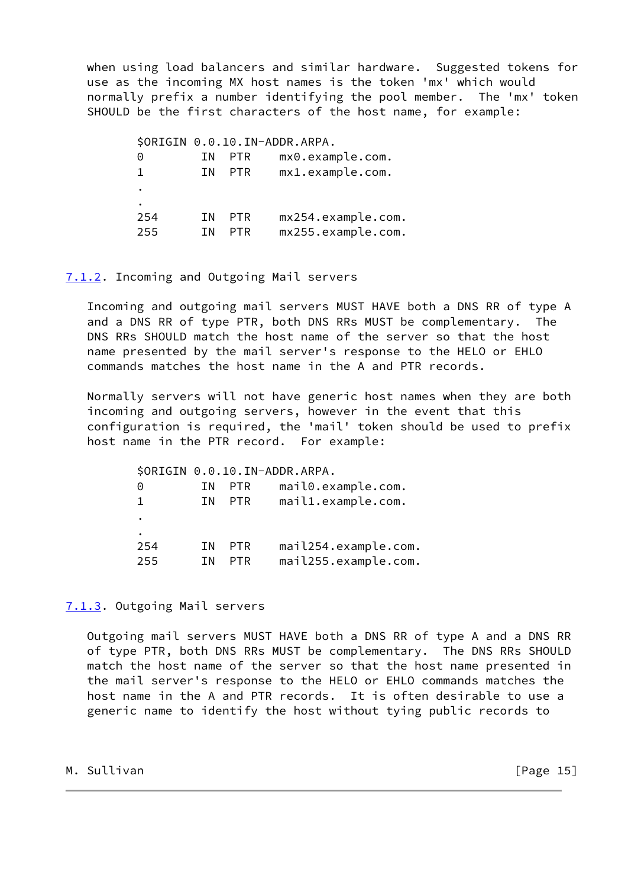when using load balancers and similar hardware. Suggested tokens for use as the incoming MX host names is the token 'mx' which would normally prefix a number identifying the pool member. The 'mx' token SHOULD be the first characters of the host name, for example:

```
$ORIGIN 0.0.10.IN-ADDR.ARPA.
0        IN  PTR    mx0.example.com.
1        IN  PTR    mx1.example.com.
.
.
254      IN  PTR    mx254.example.com.
255      IN  PTR    mx255.example.com.
```

### 7.1.2. Incoming and Outgoing Mail servers

Incoming and outgoing mail servers MUST HAVE both a DNS RR of type A and a DNS RR of type PTR, both DNS RRs MUST be complementary. The DNS RRs SHOULD match the host name of the server so that the host name presented by the mail server's response to the HELO or EHLO commands matches the host name in the A and PTR records.

Normally servers will not have generic host names when they are both incoming and outgoing servers, however in the event that this configuration is required, the 'mail' token should be used to prefix host name in the PTR record. For example:

```
$ORIGIN 0.0.10.IN-ADDR.ARPA.
0        IN  PTR    mail0.example.com.
1        IN  PTR    mail1.example.com.
.
.
254      IN  PTR    mail254.example.com.
255      IN  PTR    mail255.example.com.
```

### 7.1.3. Outgoing Mail servers

Outgoing mail servers MUST HAVE both a DNS RR of type A and a DNS RR of type PTR, both DNS RRs MUST be complementary. The DNS RRs SHOULD match the host name of the server so that the host name presented in the mail server's response to the HELO or EHLO commands matches the host name in the A and PTR records. It is often desirable to use a generic name to identify the host without tying public records to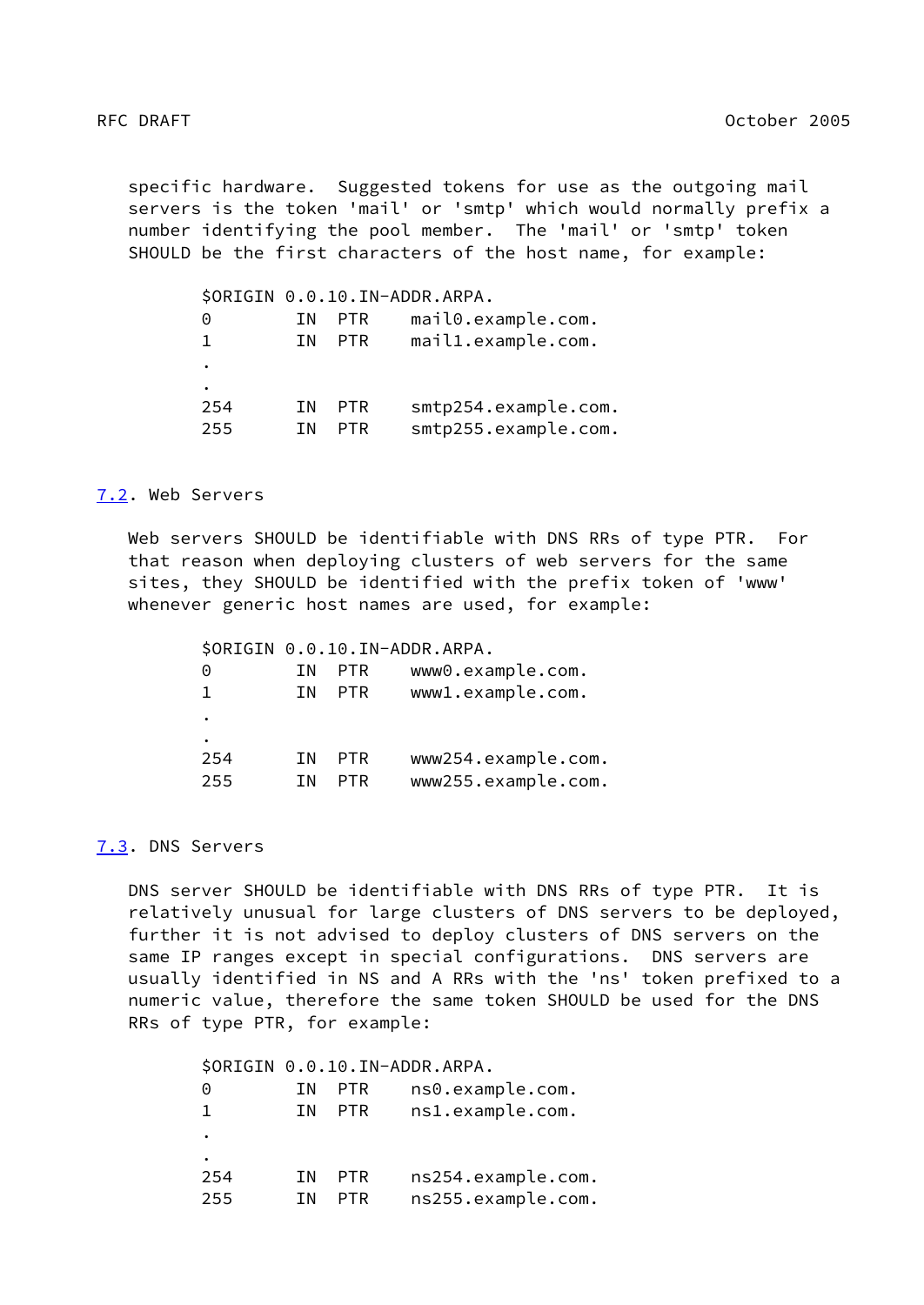specific hardware. Suggested tokens for use as the outgoing mail servers is the token 'mail' or 'smtp' which would normally prefix a number identifying the pool member. The 'mail' or 'smtp' token SHOULD be the first characters of the host name, for example:

```
$ORIGIN 0.0.10.IN-ADDR.ARPA.
0        IN  PTR    mail0.example.com.
1        IN  PTR    mail1.example.com.
.
.
254      IN  PTR    smtp254.example.com.
255      IN  PTR    smtp255.example.com.
```

## 7.2. Web Servers

Web servers SHOULD be identifiable with DNS RRs of type PTR. For that reason when deploying clusters of web servers for the same sites, they SHOULD be identified with the prefix token of 'www' whenever generic host names are used, for example:

```
$ORIGIN 0.0.10.IN-ADDR.ARPA.
0        IN  PTR    www0.example.com.
1        IN  PTR    www1.example.com.
.
.
254      IN  PTR    www254.example.com.
255      IN  PTR    www255.example.com.
```

## 7.3. DNS Servers

DNS server SHOULD be identifiable with DNS RRs of type PTR. It is relatively unusual for large clusters of DNS servers to be deployed, further it is not advised to deploy clusters of DNS servers on the same IP ranges except in special configurations. DNS servers are usually identified in NS and A RRs with the 'ns' token prefixed to a numeric value, therefore the same token SHOULD be used for the DNS RRs of type PTR, for example:

```
$ORIGIN 0.0.10.IN-ADDR.ARPA.
0        IN  PTR    ns0.example.com.
1        IN  PTR    ns1.example.com.
.
.
254      IN  PTR    ns254.example.com.
255      IN  PTR    ns255.example.com.
```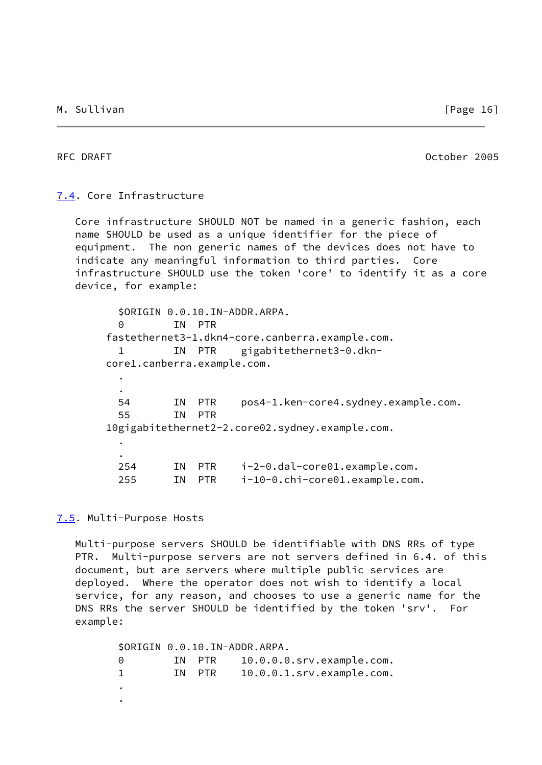## 7.4. Core Infrastructure

Core infrastructure SHOULD NOT be named in a generic fashion, each name SHOULD be used as a unique identifier for the piece of equipment. The non generic names of the devices does not have to indicate any meaningful information to third parties. Core infrastructure SHOULD use the token 'core' to identify it as a core device, for example:

```
  $ORIGIN 0.0.10.IN-ADDR.ARPA.
  0        IN  PTR
fastethernet3-1.dkn4-core.canberra.example.com.
  1        IN  PTR    gigabitethernet3-0.dkn-
core1.canberra.example.com.
  .
  .
  54       IN  PTR    pos4-1.ken-core4.sydney.example.com.
  55       IN  PTR
10gigabitethernet2-2.core02.sydney.example.com.
  .
  .
  254      IN  PTR    i-2-0.dal-core01.example.com.
  255      IN  PTR    i-10-0.chi-core01.example.com.
```

## 7.5. Multi-Purpose Hosts

Multi-purpose servers SHOULD be identifiable with DNS RRs of type PTR. Multi-purpose servers are not servers defined in 6.4. of this document, but are servers where multiple public services are deployed. Where the operator does not wish to identify a local service, for any reason, and chooses to use a generic name for the DNS RRs the server SHOULD be identified by the token 'srv'. For example:

```
  $ORIGIN 0.0.10.IN-ADDR.ARPA.
  0        IN  PTR    10.0.0.0.srv.example.com.
  1        IN  PTR    10.0.0.1.srv.example.com.
  .
  .
```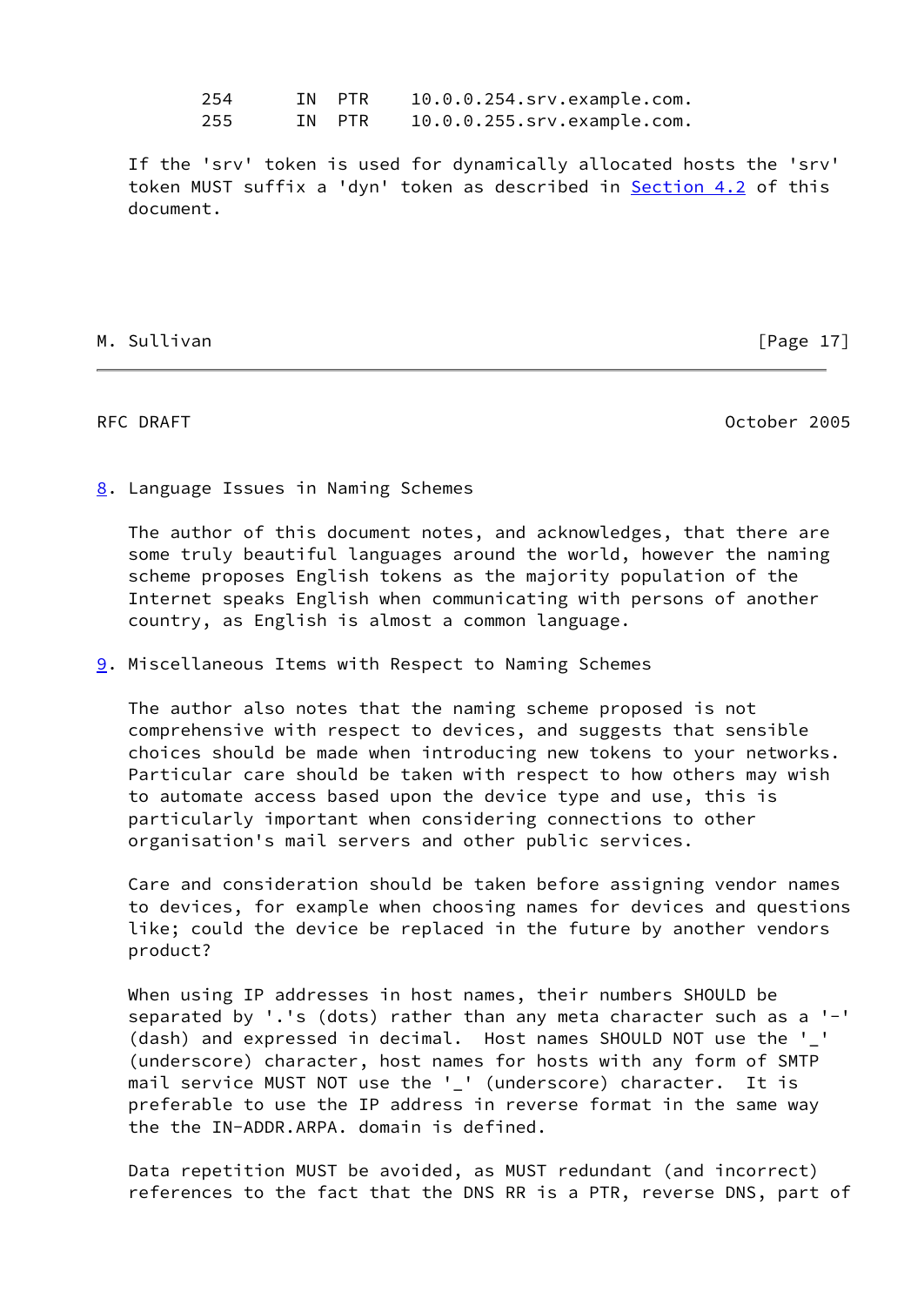```
254      IN  PTR    10.0.0.254.srv.example.com.
255      IN  PTR    10.0.0.255.srv.example.com.
```

If the 'srv' token is used for dynamically allocated hosts the 'srv' token MUST suffix a 'dyn' token as described in Section 4.2 of this document.

## 8. Language Issues in Naming Schemes

The author of this document notes, and acknowledges, that there are some truly beautiful languages around the world, however the naming scheme proposes English tokens as the majority population of the Internet speaks English when communicating with persons of another country, as English is almost a common language.

## 9. Miscellaneous Items with Respect to Naming Schemes

The author also notes that the naming scheme proposed is not comprehensive with respect to devices, and suggests that sensible choices should be made when introducing new tokens to your networks. Particular care should be taken with respect to how others may wish to automate access based upon the device type and use, this is particularly important when considering connections to other organisation's mail servers and other public services.

Care and consideration should be taken before assigning vendor names to devices, for example when choosing names for devices and questions like; could the device be replaced in the future by another vendors product?

When using IP addresses in host names, their numbers SHOULD be separated by '.'s (dots) rather than any meta character such as a '-' (dash) and expressed in decimal. Host names SHOULD NOT use the '_' (underscore) character, host names for hosts with any form of SMTP mail service MUST NOT use the '_' (underscore) character. It is preferable to use the IP address in reverse format in the same way the the IN-ADDR.ARPA. domain is defined.

Data repetition MUST be avoided, as MUST redundant (and incorrect) references to the fact that the DNS RR is a PTR, reverse DNS, part of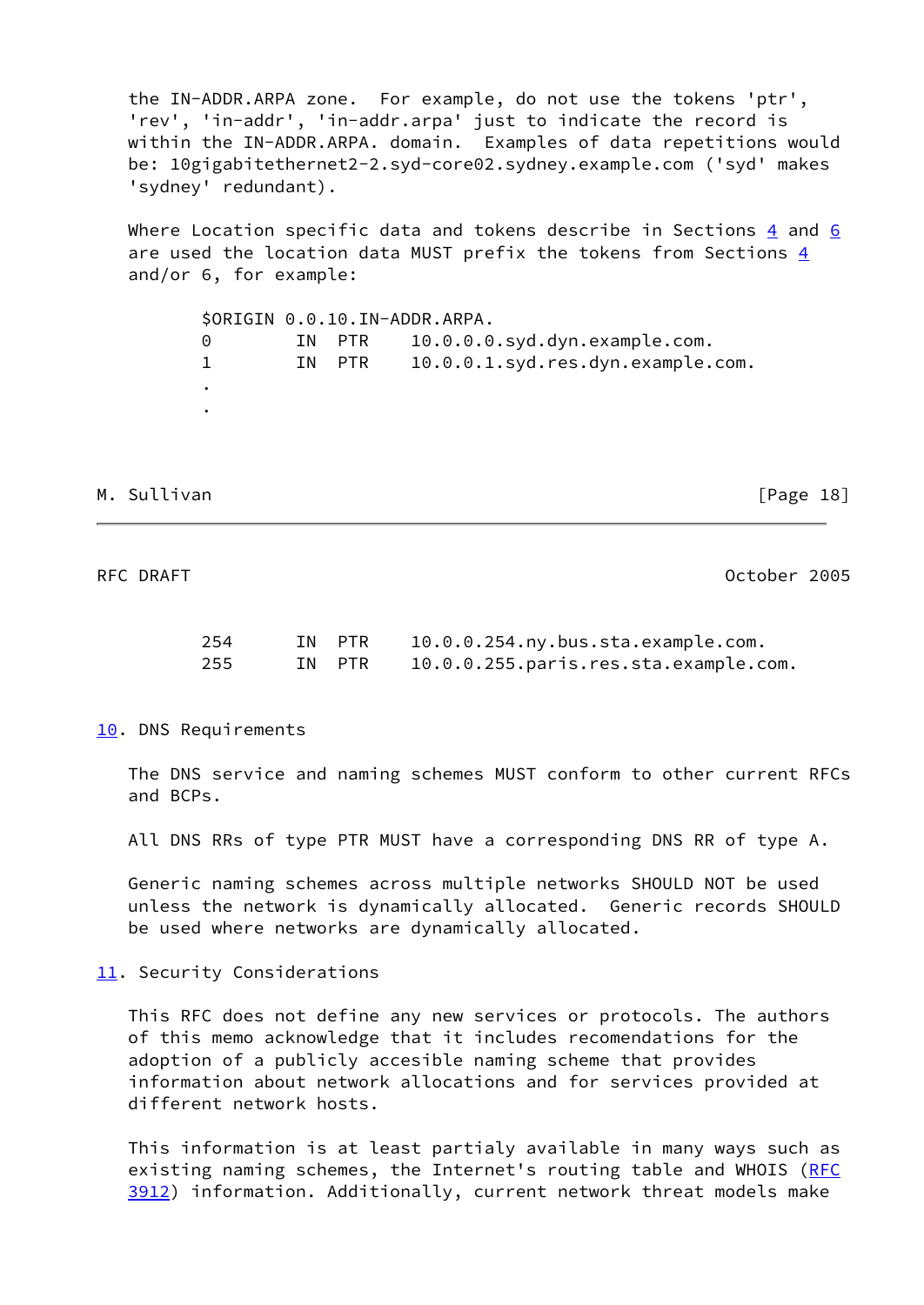the IN-ADDR.ARPA zone. For example, do not use the tokens 'ptr', 'rev', 'in-addr', 'in-addr.arpa' just to indicate the record is within the IN-ADDR.ARPA. domain. Examples of data repetitions would be: 10gigabitethernet2-2.syd-core02.sydney.example.com ('syd' makes 'sydney' redundant).

Where Location specific data and tokens describe in Sections 4 and 6 are used the location data MUST prefix the tokens from Sections 4 and/or 6, for example:

```
$ORIGIN 0.0.10.IN-ADDR.ARPA.
0        IN  PTR    10.0.0.0.syd.dyn.example.com.
1        IN  PTR    10.0.0.1.syd.res.dyn.example.com.
.
.
254      IN  PTR    10.0.0.254.ny.bus.sta.example.com.
255      IN  PTR    10.0.0.255.paris.res.sta.example.com.
```

## 10. DNS Requirements

The DNS service and naming schemes MUST conform to other current RFCs and BCPs.

All DNS RRs of type PTR MUST have a corresponding DNS RR of type A.

Generic naming schemes across multiple networks SHOULD NOT be used unless the network is dynamically allocated. Generic records SHOULD be used where networks are dynamically allocated.

## 11. Security Considerations

This RFC does not define any new services or protocols. The authors of this memo acknowledge that it includes recomendations for the adoption of a publicly accesible naming scheme that provides information about network allocations and for services provided at different network hosts.

This information is at least partialy available in many ways such as existing naming schemes, the Internet's routing table and WHOIS (RFC 3912) information. Additionally, current network threat models make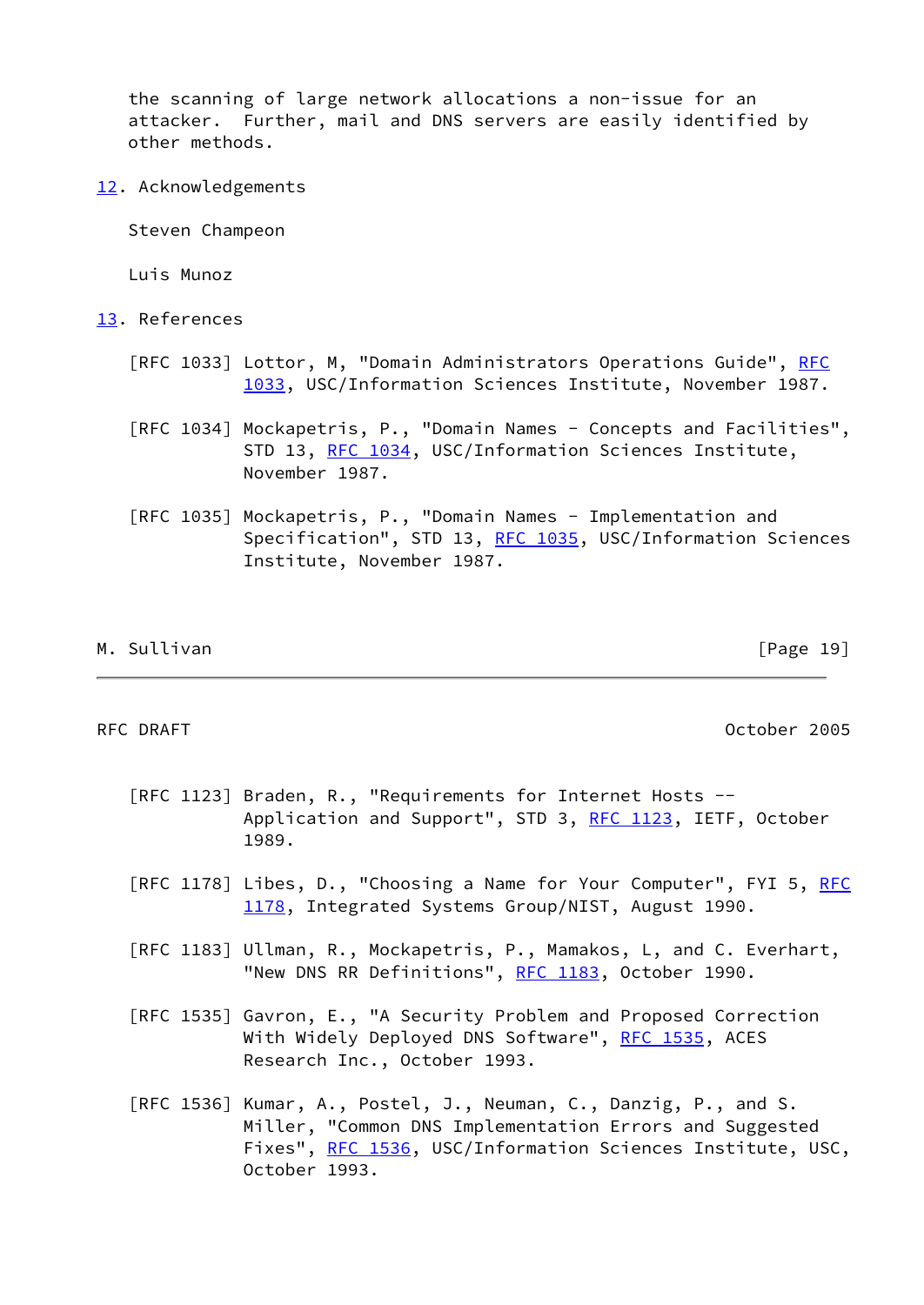the scanning of large network allocations a non-issue for an attacker. Further, mail and DNS servers are easily identified by other methods.

## 12. Acknowledgements

Steven Champeon

Luis Munoz

## 13. References

[RFC 1033] Lottor, M, "Domain Administrators Operations Guide", RFC 1033, USC/Information Sciences Institute, November 1987.

[RFC 1034] Mockapetris, P., "Domain Names - Concepts and Facilities", STD 13, RFC 1034, USC/Information Sciences Institute, November 1987.

[RFC 1035] Mockapetris, P., "Domain Names - Implementation and Specification", STD 13, RFC 1035, USC/Information Sciences Institute, November 1987.

[RFC 1123] Braden, R., "Requirements for Internet Hosts -- Application and Support", STD 3, RFC 1123, IETF, October 1989.

[RFC 1178] Libes, D., "Choosing a Name for Your Computer", FYI 5, RFC 1178, Integrated Systems Group/NIST, August 1990.

[RFC 1183] Ullman, R., Mockapetris, P., Mamakos, L, and C. Everhart, "New DNS RR Definitions", RFC 1183, October 1990.

[RFC 1535] Gavron, E., "A Security Problem and Proposed Correction With Widely Deployed DNS Software", RFC 1535, ACES Research Inc., October 1993.

[RFC 1536] Kumar, A., Postel, J., Neuman, C., Danzig, P., and S. Miller, "Common DNS Implementation Errors and Suggested Fixes", RFC 1536, USC/Information Sciences Institute, USC, October 1993.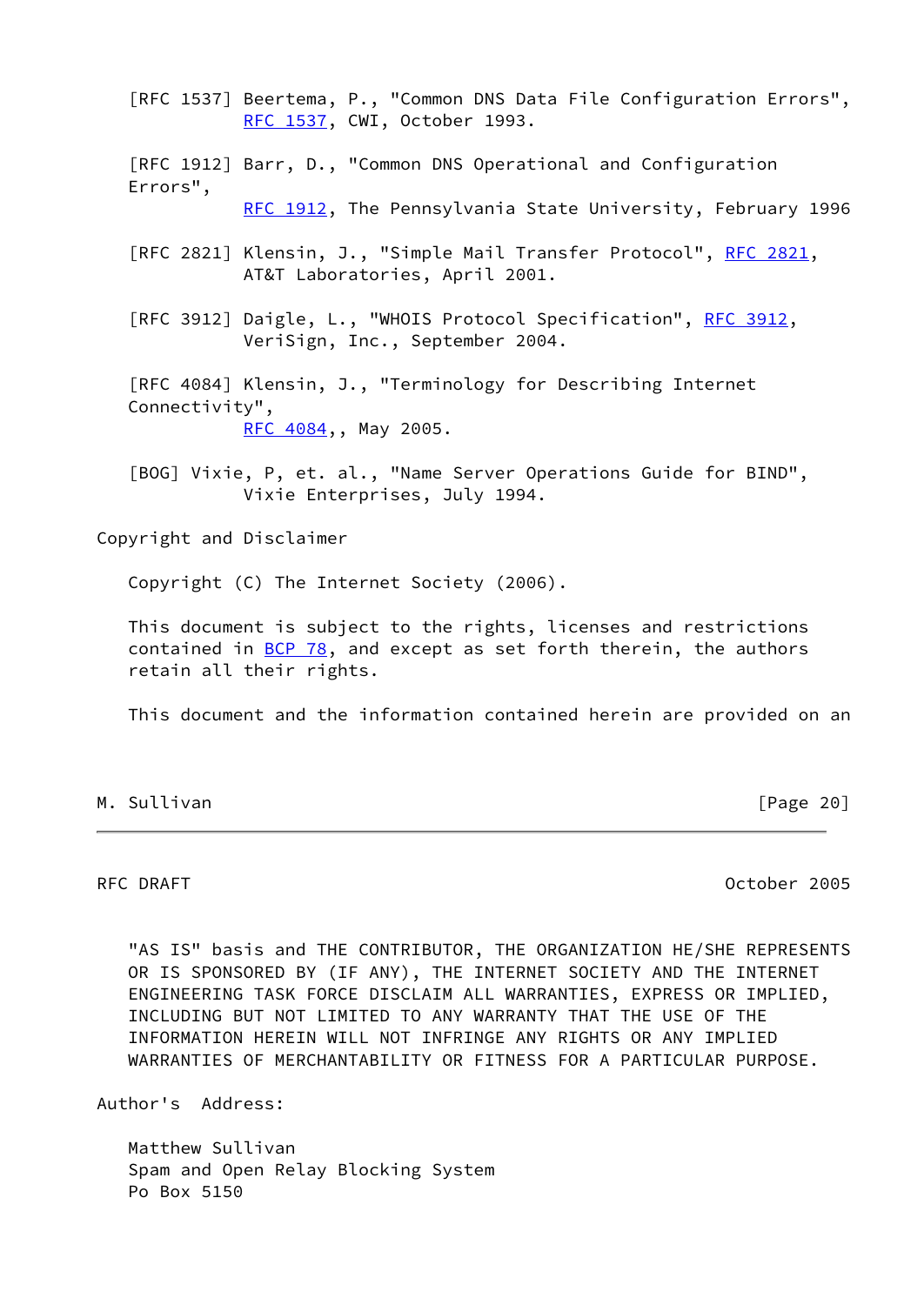[RFC 1537] Beertema, P., "Common DNS Data File Configuration Errors", RFC 1537, CWI, October 1993.

[RFC 1912] Barr, D., "Common DNS Operational and Configuration Errors", RFC 1912, The Pennsylvania State University, February 1996

[RFC 2821] Klensin, J., "Simple Mail Transfer Protocol", RFC 2821, AT&T Laboratories, April 2001.

[RFC 3912] Daigle, L., "WHOIS Protocol Specification", RFC 3912, VeriSign, Inc., September 2004.

[RFC 4084] Klensin, J., "Terminology for Describing Internet Connectivity", RFC 4084,, May 2005.

[BOG] Vixie, P, et. al., "Name Server Operations Guide for BIND", Vixie Enterprises, July 1994.

## Copyright and Disclaimer

Copyright (C) The Internet Society (2006).

This document is subject to the rights, licenses and restrictions contained in BCP 78, and except as set forth therein, the authors retain all their rights.

This document and the information contained herein are provided on an "AS IS" basis and THE CONTRIBUTOR, THE ORGANIZATION HE/SHE REPRESENTS OR IS SPONSORED BY (IF ANY), THE INTERNET SOCIETY AND THE INTERNET ENGINEERING TASK FORCE DISCLAIM ALL WARRANTIES, EXPRESS OR IMPLIED, INCLUDING BUT NOT LIMITED TO ANY WARRANTY THAT THE USE OF THE INFORMATION HEREIN WILL NOT INFRINGE ANY RIGHTS OR ANY IMPLIED WARRANTIES OF MERCHANTABILITY OR FITNESS FOR A PARTICULAR PURPOSE.

## Author's Address:

Matthew Sullivan
Spam and Open Relay Blocking System
Po Box 5150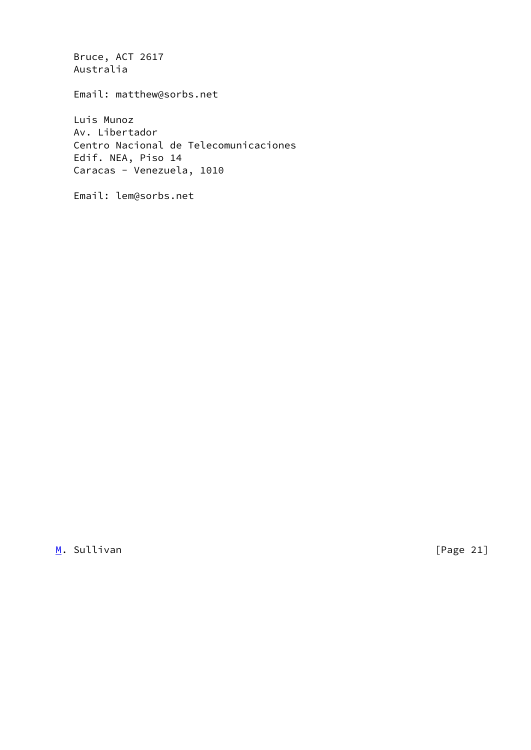Bruce, ACT 2617
Australia

Email: matthew@sorbs.net

Luis Munoz
Av. Libertador
Centro Nacional de Telecomunicaciones
Edif. NEA, Piso 14
Caracas - Venezuela, 1010

Email: lem@sorbs.net